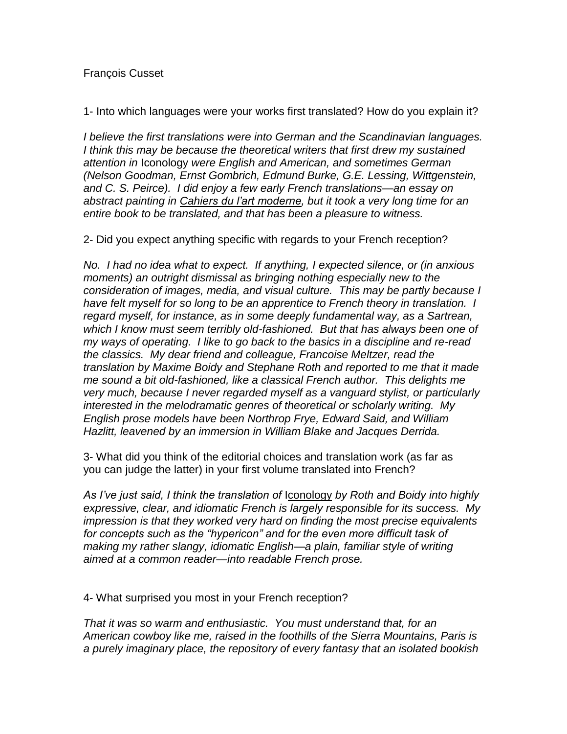François Cusset

1- Into which languages were your works first translated? How do you explain it?

*I believe the first translations were into German and the Scandinavian languages. I think this may be because the theoretical writers that first drew my sustained attention in* Iconology *were English and American, and sometimes German (Nelson Goodman, Ernst Gombrich, Edmund Burke, G.E. Lessing, Wittgenstein, and C. S. Peirce). I did enjoy a few early French translations—an essay on abstract painting in* *<u>Cahiers du l'art moderne</u>*, *but it took a very long time for an entire book to be translated, and that has been a pleasure to witness.*

2- Did you expect anything specific with regards to your French reception?

*No. I had no idea what to expect. If anything, I expected silence, or (in anxious moments) an outright dismissal as bringing nothing especially new to the consideration of images, media, and visual culture. This may be partly because I have felt myself for so long to be an apprentice to French theory in translation. I regard myself, for instance, as in some deeply fundamental way, as a Sartrean, which I know must seem terribly old-fashioned. But that has always been one of my ways of operating. I like to go back to the basics in a discipline and re-read the classics. My dear friend and colleague, Francoise Meltzer, read the translation by Maxime Boidy and Stephane Roth and reported to me that it made me sound a bit old-fashioned, like a classical French author. This delights me very much, because I never regarded myself as a vanguard stylist, or particularly interested in the melodramatic genres of theoretical or scholarly writing. My English prose models have been Northrop Frye, Edward Said, and William Hazlitt, leavened by an immersion in William Blake and Jacques Derrida.*

3- What did you think of the editorial choices and translation work (as far as you can judge the latter) in your first volume translated into French?

*As I've just said, I think the translation of* <u>Iconology</u> *by Roth and Boidy into highly expressive, clear, and idiomatic French is largely responsible for its success. My impression is that they worked very hard on finding the most precise equivalents for concepts such as the "hypericon" and for the even more difficult task of making my rather slangy, idiomatic English—a plain, familiar style of writing aimed at a common reader—into readable French prose.*

4- What surprised you most in your French reception?

*That it was so warm and enthusiastic. You must understand that, for an American cowboy like me, raised in the foothills of the Sierra Mountains, Paris is a purely imaginary place, the repository of every fantasy that an isolated bookish*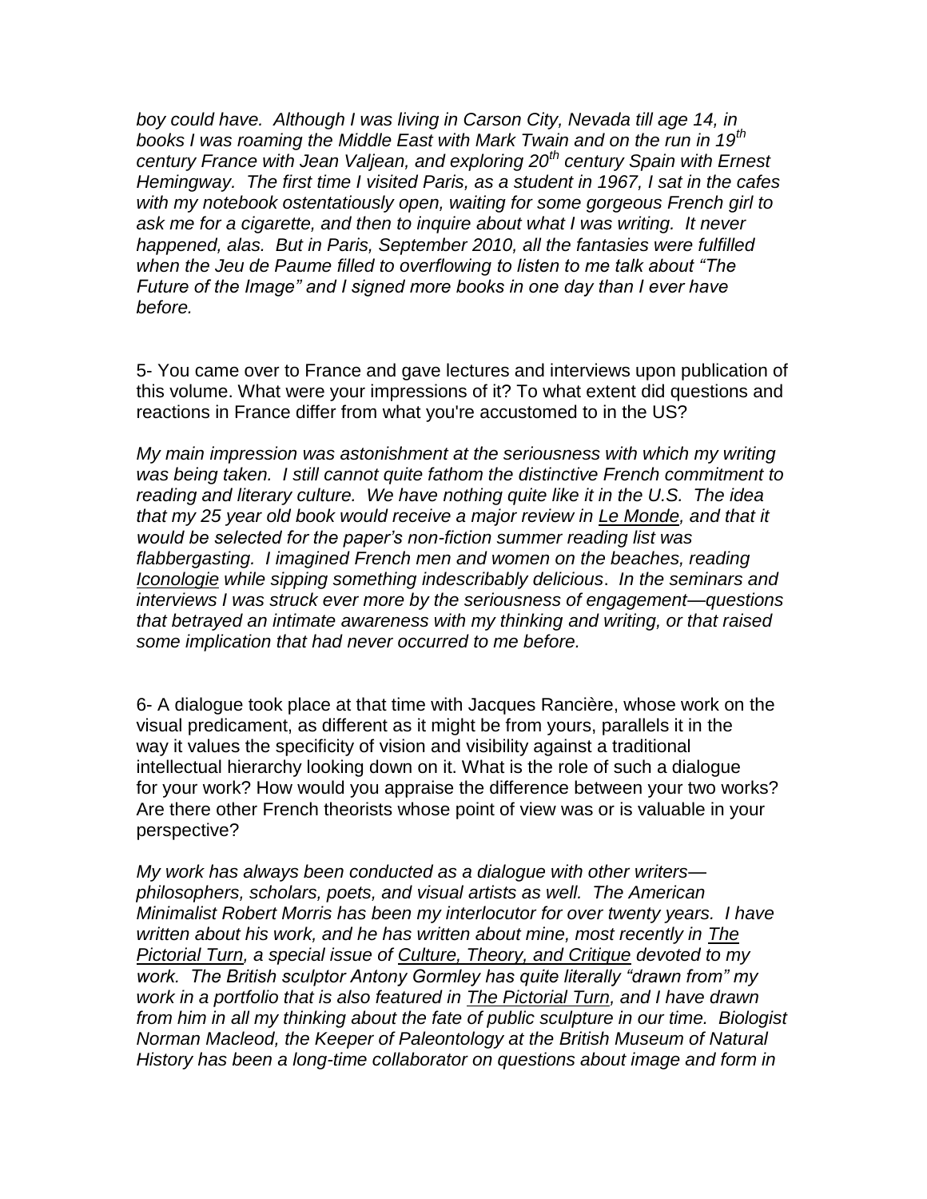*boy could have. Although I was living in Carson City, Nevada till age 14, in books I was roaming the Middle East with Mark Twain and on the run in 19th century France with Jean Valjean, and exploring 20th century Spain with Ernest Hemingway. The first time I visited Paris, as a student in 1967, I sat in the cafes with my notebook ostentatiously open, waiting for some gorgeous French girl to ask me for a cigarette, and then to inquire about what I was writing. It never happened, alas. But in Paris, September 2010, all the fantasies were fulfilled when the Jeu de Paume filled to overflowing to listen to me talk about "The Future of the Image" and I signed more books in one day than I ever have before.*

5- You came over to France and gave lectures and interviews upon publication of this volume. What were your impressions of it? To what extent did questions and reactions in France differ from what you're accustomed to in the US?

*My main impression was astonishment at the seriousness with which my writing was being taken. I still cannot quite fathom the distinctive French commitment to reading and literary culture. We have nothing quite like it in the U.S. The idea that my 25 year old book would receive a major review in Le Monde, and that it would be selected for the paper's non-fiction summer reading list was flabbergasting. I imagined French men and women on the beaches, reading Iconologie while sipping something indescribably delicious. In the seminars and interviews I was struck ever more by the seriousness of engagement—questions that betrayed an intimate awareness with my thinking and writing, or that raised some implication that had never occurred to me before.*

6- A dialogue took place at that time with Jacques Rancière, whose work on the visual predicament, as different as it might be from yours, parallels it in the way it values the specificity of vision and visibility against a traditional intellectual hierarchy looking down on it. What is the role of such a dialogue for your work? How would you appraise the difference between your two works? Are there other French theorists whose point of view was or is valuable in your perspective?

*My work has always been conducted as a dialogue with other writers—philosophers, scholars, poets, and visual artists as well. The American Minimalist Robert Morris has been my interlocutor for over twenty years. I have written about his work, and he has written about mine, most recently in The Pictorial Turn, a special issue of Culture, Theory, and Critique devoted to my work. The British sculptor Antony Gormley has quite literally "drawn from" my work in a portfolio that is also featured in The Pictorial Turn, and I have drawn from him in all my thinking about the fate of public sculpture in our time. Biologist Norman Macleod, the Keeper of Paleontology at the British Museum of Natural History has been a long-time collaborator on questions about image and form in*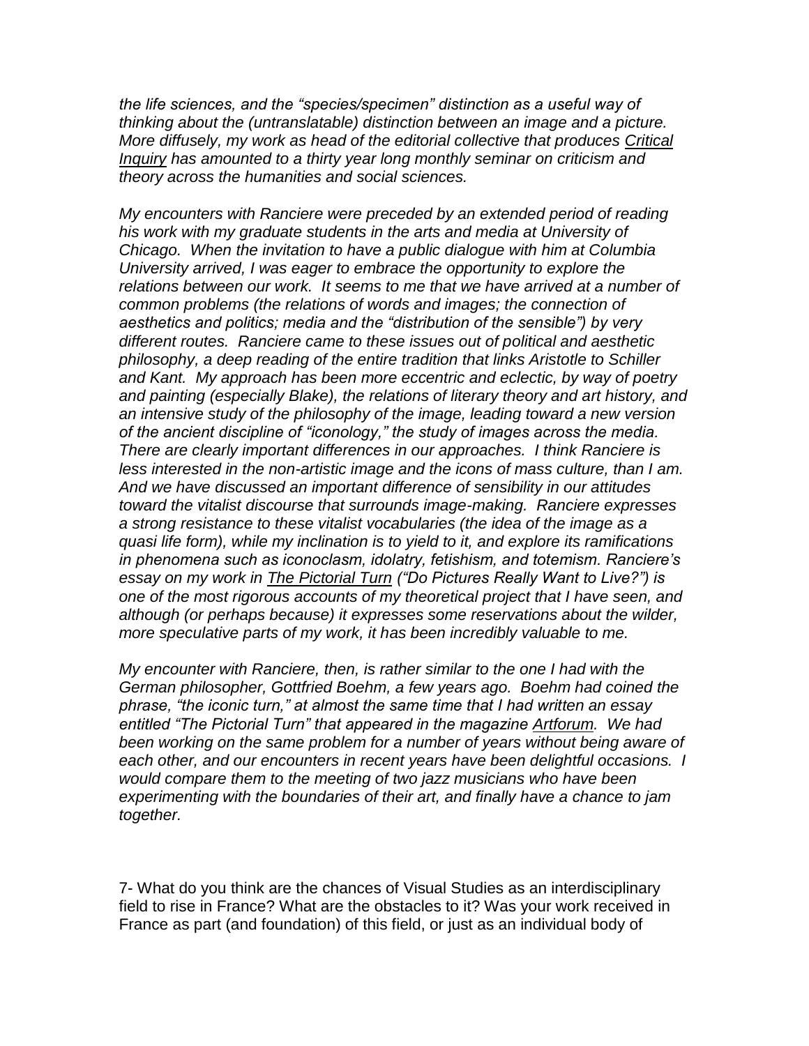*the life sciences, and the "species/specimen" distinction as a useful way of thinking about the (untranslatable) distinction between an image and a picture. More diffusely, my work as head of the editorial collective that produces Critical Inquiry has amounted to a thirty year long monthly seminar on criticism and theory across the humanities and social sciences.*

*My encounters with Ranciere were preceded by an extended period of reading his work with my graduate students in the arts and media at University of Chicago. When the invitation to have a public dialogue with him at Columbia University arrived, I was eager to embrace the opportunity to explore the relations between our work. It seems to me that we have arrived at a number of common problems (the relations of words and images; the connection of aesthetics and politics; media and the "distribution of the sensible") by very different routes. Ranciere came to these issues out of political and aesthetic philosophy, a deep reading of the entire tradition that links Aristotle to Schiller and Kant. My approach has been more eccentric and eclectic, by way of poetry and painting (especially Blake), the relations of literary theory and art history, and an intensive study of the philosophy of the image, leading toward a new version of the ancient discipline of "iconology," the study of images across the media. There are clearly important differences in our approaches. I think Ranciere is less interested in the non-artistic image and the icons of mass culture, than I am. And we have discussed an important difference of sensibility in our attitudes toward the vitalist discourse that surrounds image-making. Ranciere expresses a strong resistance to these vitalist vocabularies (the idea of the image as a quasi life form), while my inclination is to yield to it, and explore its ramifications in phenomena such as iconoclasm, idolatry, fetishism, and totemism. Ranciere's essay on my work in The Pictorial Turn ("Do Pictures Really Want to Live?") is one of the most rigorous accounts of my theoretical project that I have seen, and although (or perhaps because) it expresses some reservations about the wilder, more speculative parts of my work, it has been incredibly valuable to me.*

*My encounter with Ranciere, then, is rather similar to the one I had with the German philosopher, Gottfried Boehm, a few years ago. Boehm had coined the phrase, "the iconic turn," at almost the same time that I had written an essay entitled "The Pictorial Turn" that appeared in the magazine Artforum. We had been working on the same problem for a number of years without being aware of each other, and our encounters in recent years have been delightful occasions. I would compare them to the meeting of two jazz musicians who have been experimenting with the boundaries of their art, and finally have a chance to jam together.*

7- What do you think are the chances of Visual Studies as an interdisciplinary field to rise in France? What are the obstacles to it? Was your work received in France as part (and foundation) of this field, or just as an individual body of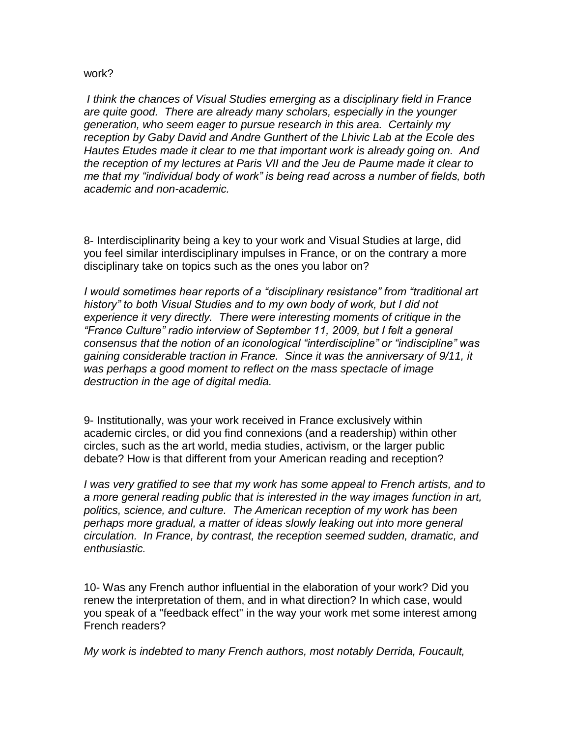work?

*I think the chances of Visual Studies emerging as a disciplinary field in France are quite good. There are already many scholars, especially in the younger generation, who seem eager to pursue research in this area. Certainly my reception by Gaby David and Andre Gunthert of the Lhivic Lab at the Ecole des Hautes Etudes made it clear to me that important work is already going on. And the reception of my lectures at Paris VII and the Jeu de Paume made it clear to me that my "individual body of work" is being read across a number of fields, both academic and non-academic.*

8- Interdisciplinarity being a key to your work and Visual Studies at large, did you feel similar interdisciplinary impulses in France, or on the contrary a more disciplinary take on topics such as the ones you labor on?

*I would sometimes hear reports of a "disciplinary resistance" from "traditional art history" to both Visual Studies and to my own body of work, but I did not experience it very directly. There were interesting moments of critique in the "France Culture" radio interview of September 11, 2009, but I felt a general consensus that the notion of an iconological "interdiscipline" or "indiscipline" was gaining considerable traction in France. Since it was the anniversary of 9/11, it was perhaps a good moment to reflect on the mass spectacle of image destruction in the age of digital media.*

9- Institutionally, was your work received in France exclusively within academic circles, or did you find connexions (and a readership) within other circles, such as the art world, media studies, activism, or the larger public debate? How is that different from your American reading and reception?

*I was very gratified to see that my work has some appeal to French artists, and to a more general reading public that is interested in the way images function in art, politics, science, and culture. The American reception of my work has been perhaps more gradual, a matter of ideas slowly leaking out into more general circulation. In France, by contrast, the reception seemed sudden, dramatic, and enthusiastic.*

10- Was any French author influential in the elaboration of your work? Did you renew the interpretation of them, and in what direction? In which case, would you speak of a "feedback effect" in the way your work met some interest among French readers?

*My work is indebted to many French authors, most notably Derrida, Foucault,*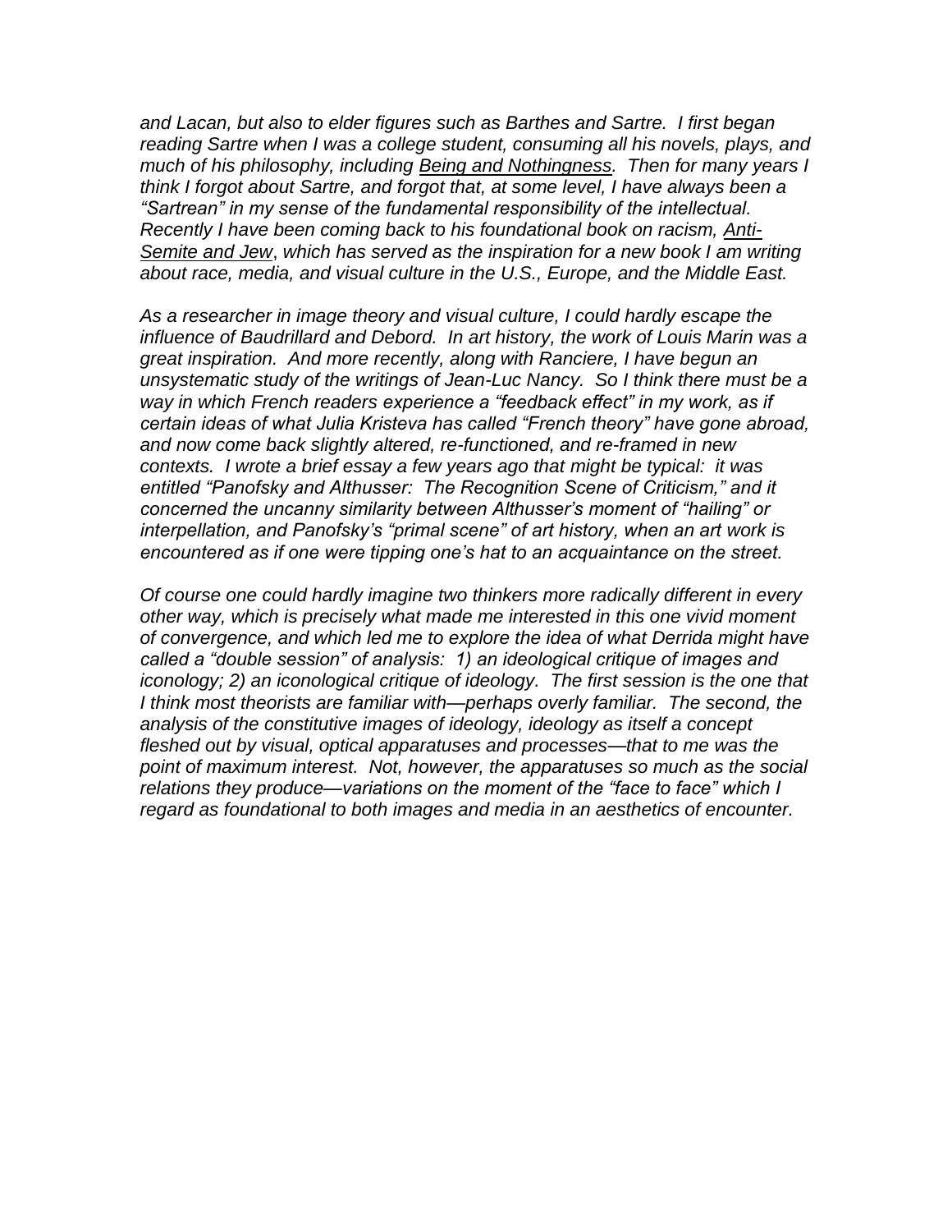*and Lacan, but also to elder figures such as Barthes and Sartre. I first began reading Sartre when I was a college student, consuming all his novels, plays, and much of his philosophy, including Being and Nothingness. Then for many years I think I forgot about Sartre, and forgot that, at some level, I have always been a "Sartrean" in my sense of the fundamental responsibility of the intellectual. Recently I have been coming back to his foundational book on racism, Anti-Semite and Jew, which has served as the inspiration for a new book I am writing about race, media, and visual culture in the U.S., Europe, and the Middle East.*

*As a researcher in image theory and visual culture, I could hardly escape the influence of Baudrillard and Debord. In art history, the work of Louis Marin was a great inspiration. And more recently, along with Ranciere, I have begun an unsystematic study of the writings of Jean-Luc Nancy. So I think there must be a way in which French readers experience a "feedback effect" in my work, as if certain ideas of what Julia Kristeva has called "French theory" have gone abroad, and now come back slightly altered, re-functioned, and re-framed in new contexts. I wrote a brief essay a few years ago that might be typical: it was entitled "Panofsky and Althusser: The Recognition Scene of Criticism," and it concerned the uncanny similarity between Althusser's moment of "hailing" or interpellation, and Panofsky's "primal scene" of art history, when an art work is encountered as if one were tipping one's hat to an acquaintance on the street.*

*Of course one could hardly imagine two thinkers more radically different in every other way, which is precisely what made me interested in this one vivid moment of convergence, and which led me to explore the idea of what Derrida might have called a "double session" of analysis: 1) an ideological critique of images and iconology; 2) an iconological critique of ideology. The first session is the one that I think most theorists are familiar with—perhaps overly familiar. The second, the analysis of the constitutive images of ideology, ideology as itself a concept fleshed out by visual, optical apparatuses and processes—that to me was the point of maximum interest. Not, however, the apparatuses so much as the social relations they produce—variations on the moment of the "face to face" which I regard as foundational to both images and media in an aesthetics of encounter.*